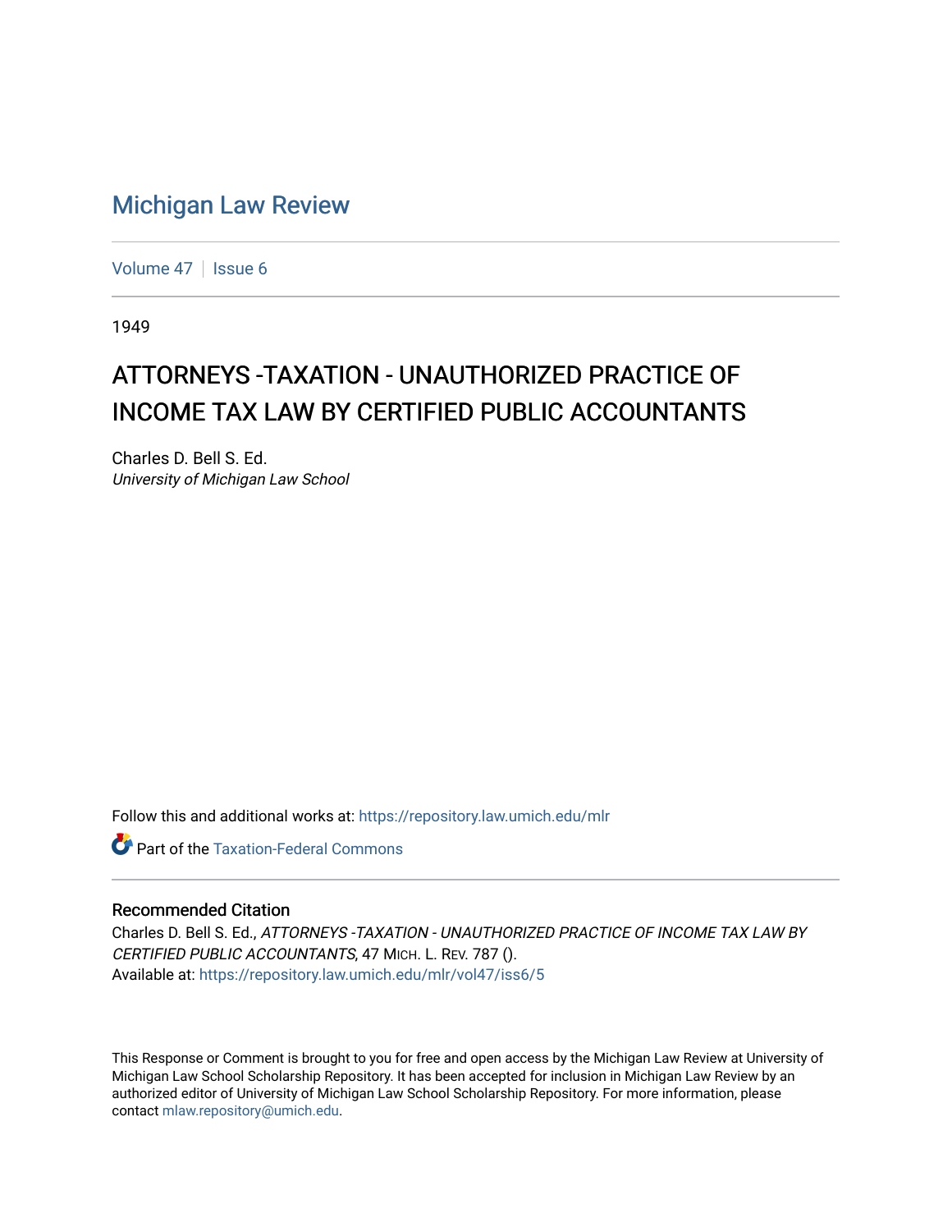# Michigan Law Review

Volume 47 | Issue 6

1949

## ATTORNEYS -TAXATION - UNAUTHORIZED PRACTICE OF INCOME TAX LAW BY CERTIFIED PUBLIC ACCOUNTANTS

Charles D. Bell S. Ed.
*University of Michigan Law School*

Follow this and additional works at: https://repository.law.umich.edu/mlr

Part of the Taxation-Federal Commons

### Recommended Citation

Charles D. Bell S. Ed., *ATTORNEYS -TAXATION - UNAUTHORIZED PRACTICE OF INCOME TAX LAW BY CERTIFIED PUBLIC ACCOUNTANTS*, 47 MICH. L. REV. 787 ().
Available at: https://repository.law.umich.edu/mlr/vol47/iss6/5

This Response or Comment is brought to you for free and open access by the Michigan Law Review at University of Michigan Law School Scholarship Repository. It has been accepted for inclusion in Michigan Law Review by an authorized editor of University of Michigan Law School Scholarship Repository. For more information, please contact mlaw.repository@umich.edu.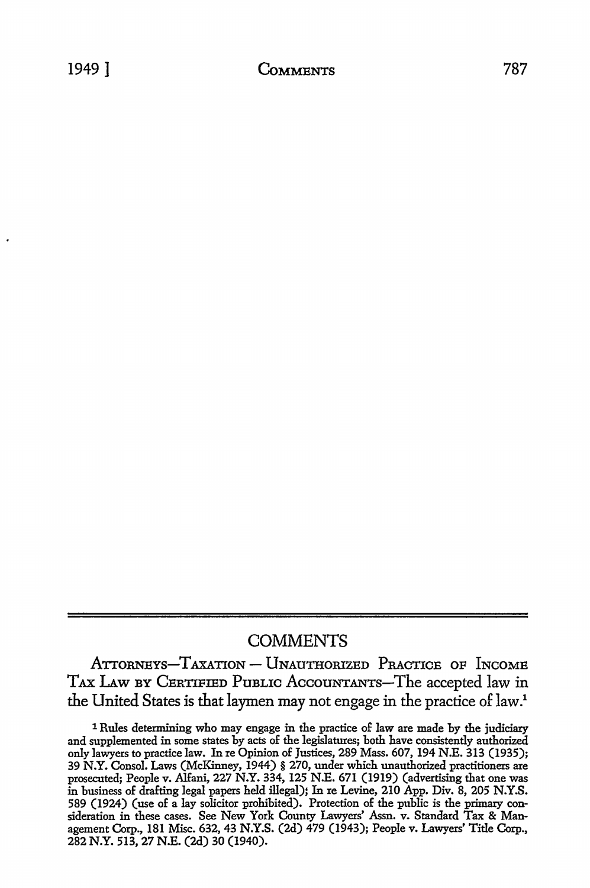## COMMENTS

ATTORNEYS—TAXATION — UNAUTHORIZED PRACTICE OF INCOME TAX LAW BY CERTIFIED PUBLIC ACCOUNTANTS—The accepted law in the United States is that laymen may not engage in the practice of law.[1]

[1] Rules determining who may engage in the practice of law are made by the judiciary and supplemented in some states by acts of the legislatures; both have consistently authorized only lawyers to practice law. In re Opinion of Justices, 289 Mass. 607, 194 N.E. 313 (1935); 39 N.Y. Consol. Laws (McKinney, 1944) § 270, under which unauthorized practitioners are prosecuted; People v. Alfani, 227 N.Y. 334, 125 N.E. 671 (1919) (advertising that one was in business of drafting legal papers held illegal); In re Levine, 210 App. Div. 8, 205 N.Y.S. 589 (1924) (use of a lay solicitor prohibited). Protection of the public is the primary consideration in these cases. See New York County Lawyers' Assn. v. Standard Tax & Management Corp., 181 Misc. 632, 43 N.Y.S. (2d) 479 (1943); People v. Lawyers' Title Corp., 282 N.Y. 513, 27 N.E. (2d) 30 (1940).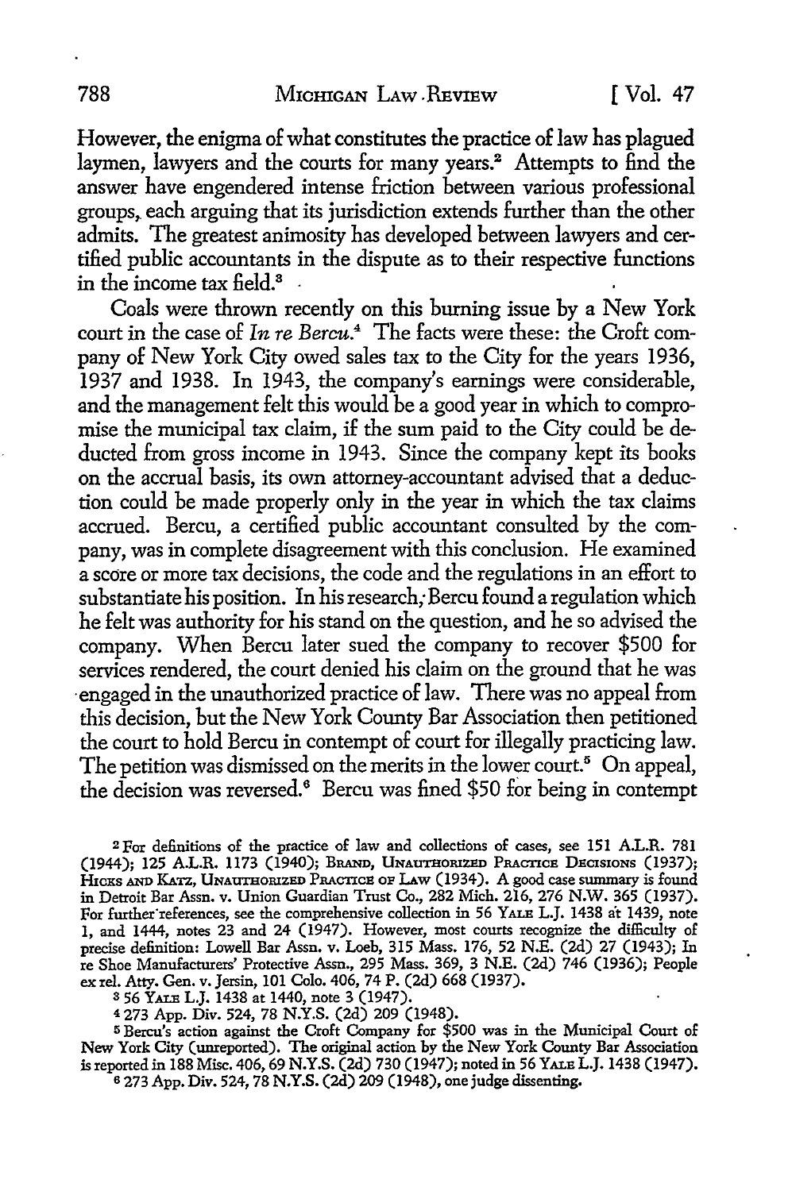However, the enigma of what constitutes the practice of law has plagued laymen, lawyers and the courts for many years.[2] Attempts to find the answer have engendered intense friction between various professional groups, each arguing that its jurisdiction extends further than the other admits. The greatest animosity has developed between lawyers and certified public accountants in the dispute as to their respective functions in the income tax field.[3]

Coals were thrown recently on this burning issue by a New York court in the case of *In re Bercu*.[4] The facts were these: the Croft company of New York City owed sales tax to the City for the years 1936, 1937 and 1938. In 1943, the company's earnings were considerable, and the management felt this would be a good year in which to compromise the municipal tax claim, if the sum paid to the City could be deducted from gross income in 1943. Since the company kept its books on the accrual basis, its own attorney-accountant advised that a deduction could be made properly only in the year in which the tax claims accrued. Bercu, a certified public accountant consulted by the company, was in complete disagreement with this conclusion. He examined a score or more tax decisions, the code and the regulations in an effort to substantiate his position. In his research, Bercu found a regulation which he felt was authority for his stand on the question, and he so advised the company. When Bercu later sued the company to recover $500 for services rendered, the court denied his claim on the ground that he was engaged in the unauthorized practice of law. There was no appeal from this decision, but the New York County Bar Association then petitioned the court to hold Bercu in contempt of court for illegally practicing law. The petition was dismissed on the merits in the lower court.[5] On appeal, the decision was reversed.[6] Bercu was fined $50 for being in contempt

---

[2] For definitions of the practice of law and collections of cases, see 151 A.L.R. 781 (1944); 125 A.L.R. 1173 (1940); BRAND, UNAUTHORIZED PRACTICE DECISIONS (1937); HICKS AND KATZ, UNAUTHORIZED PRACTICE OF LAW (1934). A good case summary is found in Detroit Bar Assn. v. Union Guardian Trust Co., 282 Mich. 216, 276 N.W. 365 (1937). For further references, see the comprehensive collection in 56 YALE L.J. 1438 at 1439, note 1, and 1444, notes 23 and 24 (1947). However, most courts recognize the difficulty of precise definition: Lowell Bar Assn. v. Loeb, 315 Mass. 176, 52 N.E. (2d) 27 (1943); In re Shoe Manufacturers' Protective Assn., 295 Mass. 369, 3 N.E. (2d) 746 (1936); People ex rel. Atty. Gen. v. Jersin, 101 Colo. 406, 74 P. (2d) 668 (1937).

[3] 56 YALE L.J. 1438 at 1440, note 3 (1947).

[4] 273 App. Div. 524, 78 N.Y.S. (2d) 209 (1948).

[5] Bercu's action against the Croft Company for $500 was in the Municipal Court of New York City (unreported). The original action by the New York County Bar Association is reported in 188 Misc. 406, 69 N.Y.S. (2d) 730 (1947); noted in 56 YALE L.J. 1438 (1947).

[6] 273 App. Div. 524, 78 N.Y.S. (2d) 209 (1948), one judge dissenting.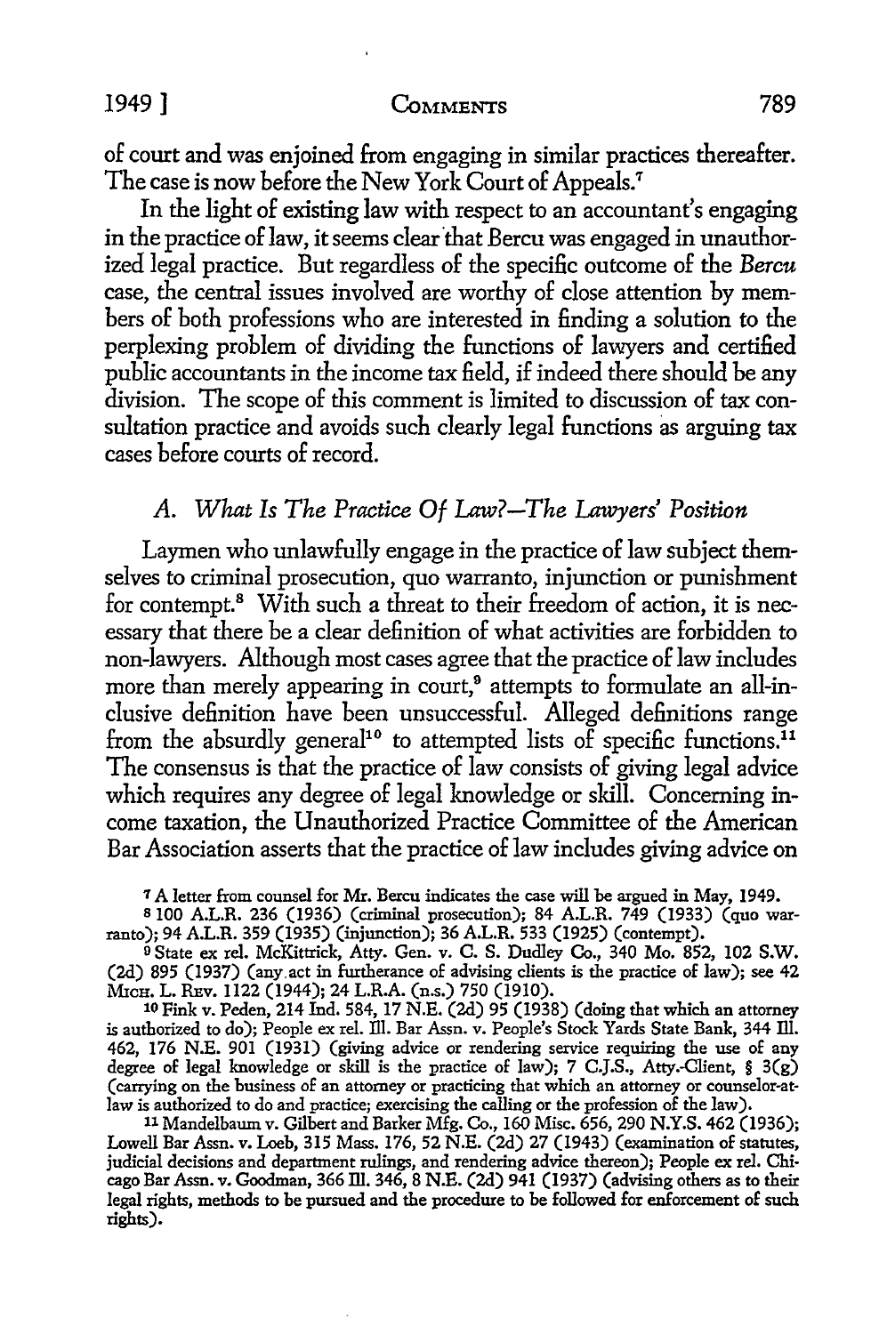of court and was enjoined from engaging in similar practices thereafter. The case is now before the New York Court of Appeals.[7]

In the light of existing law with respect to an accountant's engaging in the practice of law, it seems clear that Bercu was engaged in unauthorized legal practice. But regardless of the specific outcome of the *Bercu* case, the central issues involved are worthy of close attention by members of both professions who are interested in finding a solution to the perplexing problem of dividing the functions of lawyers and certified public accountants in the income tax field, if indeed there should be any division. The scope of this comment is limited to discussion of tax consultation practice and avoids such clearly legal functions as arguing tax cases before courts of record.

### A. *What Is The Practice Of Law?—The Lawyers' Position*

Laymen who unlawfully engage in the practice of law subject themselves to criminal prosecution, quo warranto, injunction or punishment for contempt.[8] With such a threat to their freedom of action, it is necessary that there be a clear definition of what activities are forbidden to non-lawyers. Although most cases agree that the practice of law includes more than merely appearing in court,[9] attempts to formulate an all-inclusive definition have been unsuccessful. Alleged definitions range from the absurdly general[10] to attempted lists of specific functions.[11] The consensus is that the practice of law consists of giving legal advice which requires any degree of legal knowledge or skill. Concerning income taxation, the Unauthorized Practice Committee of the American Bar Association asserts that the practice of law includes giving advice on

[7] A letter from counsel for Mr. Bercu indicates the case will be argued in May, 1949.

[8] 100 A.L.R. 236 (1936) (criminal prosecution); 84 A.L.R. 749 (1933) (quo warranto); 94 A.L.R. 359 (1935) (injunction); 36 A.L.R. 533 (1925) (contempt).

[9] State ex rel. McKittrick, Atty. Gen. v. C. S. Dudley Co., 340 Mo. 852, 102 S.W. (2d) 895 (1937) (any act in furtherance of advising clients is the practice of law); see 42 Mich. L. Rev. 1122 (1944); 24 L.R.A. (n.s.) 750 (1910).

[10] Fink v. Peden, 214 Ind. 584, 17 N.E. (2d) 95 (1938) (doing that which an attorney is authorized to do); People ex rel. Ill. Bar Assn. v. People's Stock Yards State Bank, 344 Ill. 462, 176 N.E. 901 (1931) (giving advice or rendering service requiring the use of any degree of legal knowledge or skill is the practice of law); 7 C.J.S., Atty.-Client, § 3(g) (carrying on the business of an attorney or practicing that which an attorney or counselor-at-law is authorized to do and practice; exercising the calling or the profession of the law).

[11] Mandelbaum v. Gilbert and Barker Mfg. Co., 160 Misc. 656, 290 N.Y.S. 462 (1936); Lowell Bar Assn. v. Loeb, 315 Mass. 176, 52 N.E. (2d) 27 (1943) (examination of statutes, judicial decisions and department rulings, and rendering advice thereon); People ex rel. Chicago Bar Assn. v. Goodman, 366 Ill. 346, 8 N.E. (2d) 941 (1937) (advising others as to their legal rights, methods to be pursued and the procedure to be followed for enforcement of such rights).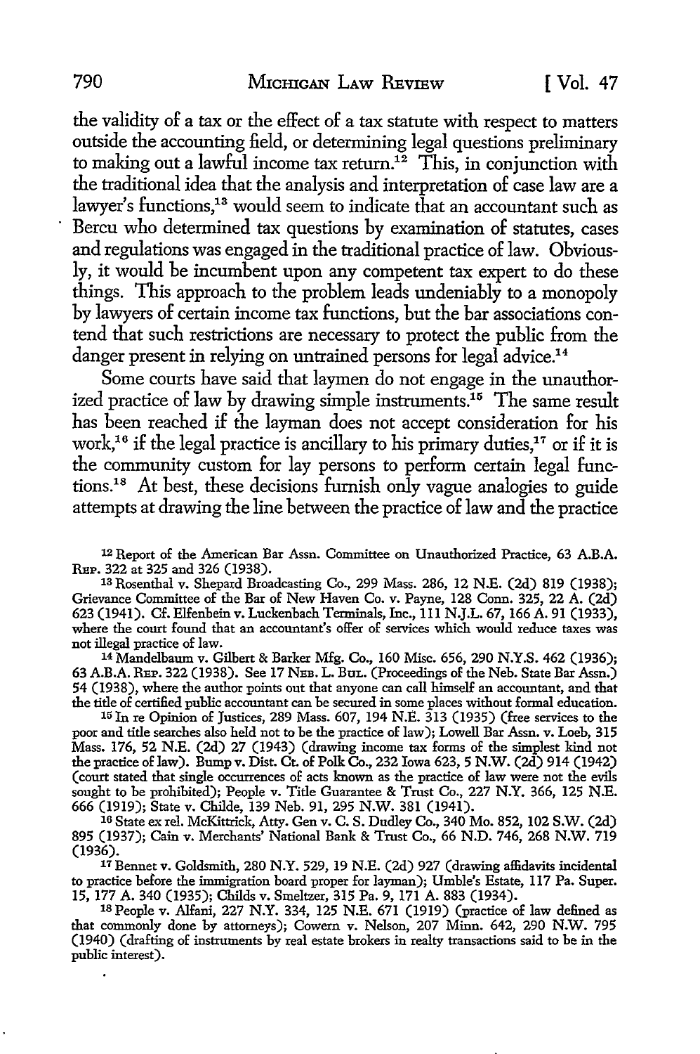the validity of a tax or the effect of a tax statute with respect to matters outside the accounting field, or determining legal questions preliminary to making out a lawful income tax return.[12] This, in conjunction with the traditional idea that the analysis and interpretation of case law are a lawyer's functions,[13] would seem to indicate that an accountant such as Bercu who determined tax questions by examination of statutes, cases and regulations was engaged in the traditional practice of law. Obviously, it would be incumbent upon any competent tax expert to do these things. This approach to the problem leads undeniably to a monopoly by lawyers of certain income tax functions, but the bar associations contend that such restrictions are necessary to protect the public from the danger present in relying on untrained persons for legal advice.[14]

Some courts have said that laymen do not engage in the unauthorized practice of law by drawing simple instruments.[15] The same result has been reached if the layman does not accept consideration for his work,[16] if the legal practice is ancillary to his primary duties,[17] or if it is the community custom for lay persons to perform certain legal functions.[18] At best, these decisions furnish only vague analogies to guide attempts at drawing the line between the practice of law and the practice

[12] Report of the American Bar Assn. Committee on Unauthorized Practice, 63 A.B.A. REP. 322 at 325 and 326 (1938).

[13] Rosenthal v. Shepard Broadcasting Co., 299 Mass. 286, 12 N.E. (2d) 819 (1938); Grievance Committee of the Bar of New Haven Co. v. Payne, 128 Conn. 325, 22 A. (2d) 623 (1941). Cf. Elfenbein v. Luckenbach Terminals, Inc., 111 N.J.L. 67, 166 A. 91 (1933), where the court found that an accountant's offer of services which would reduce taxes was not illegal practice of law.

[14] Mandelbaum v. Gilbert & Barker Mfg. Co., 160 Misc. 656, 290 N.Y.S. 462 (1936); 63 A.B.A. REP. 322 (1938). See 17 NEB. L. BUL. (Proceedings of the Neb. State Bar Assn.) 54 (1938), where the author points out that anyone can call himself an accountant, and that the title of certified public accountant can be secured in some places without formal education.

[15] In re Opinion of Justices, 289 Mass. 607, 194 N.E. 313 (1935) (free services to the poor and title searches also held not to be the practice of law); Lowell Bar Assn. v. Loeb, 315 Mass. 176, 52 N.E. (2d) 27 (1943) (drawing income tax forms of the simplest kind not the practice of law). Bump v. Dist. Ct. of Polk Co., 232 Iowa 623, 5 N.W. (2d) 914 (1942) (court stated that single occurrences of acts known as the practice of law were not the evils sought to be prohibited); People v. Title Guarantee & Trust Co., 227 N.Y. 366, 125 N.E. 666 (1919); State v. Childe, 139 Neb. 91, 295 N.W. 381 (1941).

[16] State ex rel. McKittrick, Atty. Gen v. C. S. Dudley Co., 340 Mo. 852, 102 S.W. (2d) 895 (1937); Cain v. Merchants' National Bank & Trust Co., 66 N.D. 746, 268 N.W. 719 (1936).

[17] Bennet v. Goldsmith, 280 N.Y. 529, 19 N.E. (2d) 927 (drawing affidavits incidental to practice before the immigration board proper for layman); Umble's Estate, 117 Pa. Super. 15, 177 A. 340 (1935); Childs v. Smeltzer, 315 Pa. 9, 171 A. 883 (1934).

[18] People v. Alfani, 227 N.Y. 334, 125 N.E. 671 (1919) (practice of law defined as that commonly done by attorneys); Cowern v. Nelson, 207 Minn. 642, 290 N.W. 795 (1940) (drafting of instruments by real estate brokers in realty transactions said to be in the public interest).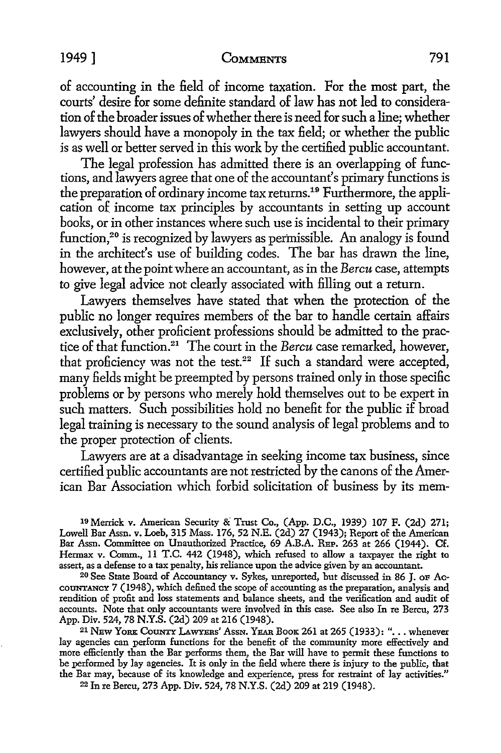of accounting in the field of income taxation. For the most part, the courts' desire for some definite standard of law has not led to consideration of the broader issues of whether there is need for such a line; whether lawyers should have a monopoly in the tax field; or whether the public is as well or better served in this work by the certified public accountant.

The legal profession has admitted there is an overlapping of functions, and lawyers agree that one of the accountant's primary functions is the preparation of ordinary income tax returns.[19] Furthermore, the application of income tax principles by accountants in setting up account books, or in other instances where such use is incidental to their primary function,[20] is recognized by lawyers as permissible. An analogy is found in the architect's use of building codes. The bar has drawn the line, however, at the point where an accountant, as in the *Bercu* case, attempts to give legal advice not clearly associated with filling out a return.

Lawyers themselves have stated that when the protection of the public no longer requires members of the bar to handle certain affairs exclusively, other proficient professions should be admitted to the practice of that function.[21] The court in the *Bercu* case remarked, however, that proficiency was not the test.[22] If such a standard were accepted, many fields might be preempted by persons trained only in those specific problems or by persons who merely hold themselves out to be expert in such matters. Such possibilities hold no benefit for the public if broad legal training is necessary to the sound analysis of legal problems and to the proper protection of clients.

Lawyers are at a disadvantage in seeking income tax business, since certified public accountants are not restricted by the canons of the American Bar Association which forbid solicitation of business by its mem-

---

[19] Merrick v. American Security & Trust Co., (App. D.C., 1939) 107 F. (2d) 271; Lowell Bar Assn. v. Loeb, 315 Mass. 176, 52 N.E. (2d) 27 (1943); Report of the American Bar Assn. Committee on Unauthorized Practice, 69 A.B.A. Rep. 263 at 266 (1944). Cf. Hermax v. Comm., 11 T.C. 442 (1948), which refused to allow a taxpayer the right to assert, as a defense to a tax penalty, his reliance upon the advice given by an accountant.

[20] See State Board of Accountancy v. Sykes, unreported, but discussed in 86 J. of Accountancy 7 (1948), which defined the scope of accounting as the preparation, analysis and rendition of profit and loss statements and balance sheets, and the verification and audit of accounts. Note that only accountants were involved in this case. See also In re Bercu, 273 App. Div. 524, 78 N.Y.S. (2d) 209 at 216 (1948).

[21] New York County Lawyers' Assn. Year Book 261 at 265 (1933): ". . . whenever lay agencies can perform functions for the benefit of the community more effectively and more efficiently than the Bar performs them, the Bar will have to permit these functions to be performed by lay agencies. It is only in the field where there is injury to the public, that the Bar may, because of its knowledge and experience, press for restraint of lay activities."

[22] In re Bercu, 273 App. Div. 524, 78 N.Y.S. (2d) 209 at 219 (1948).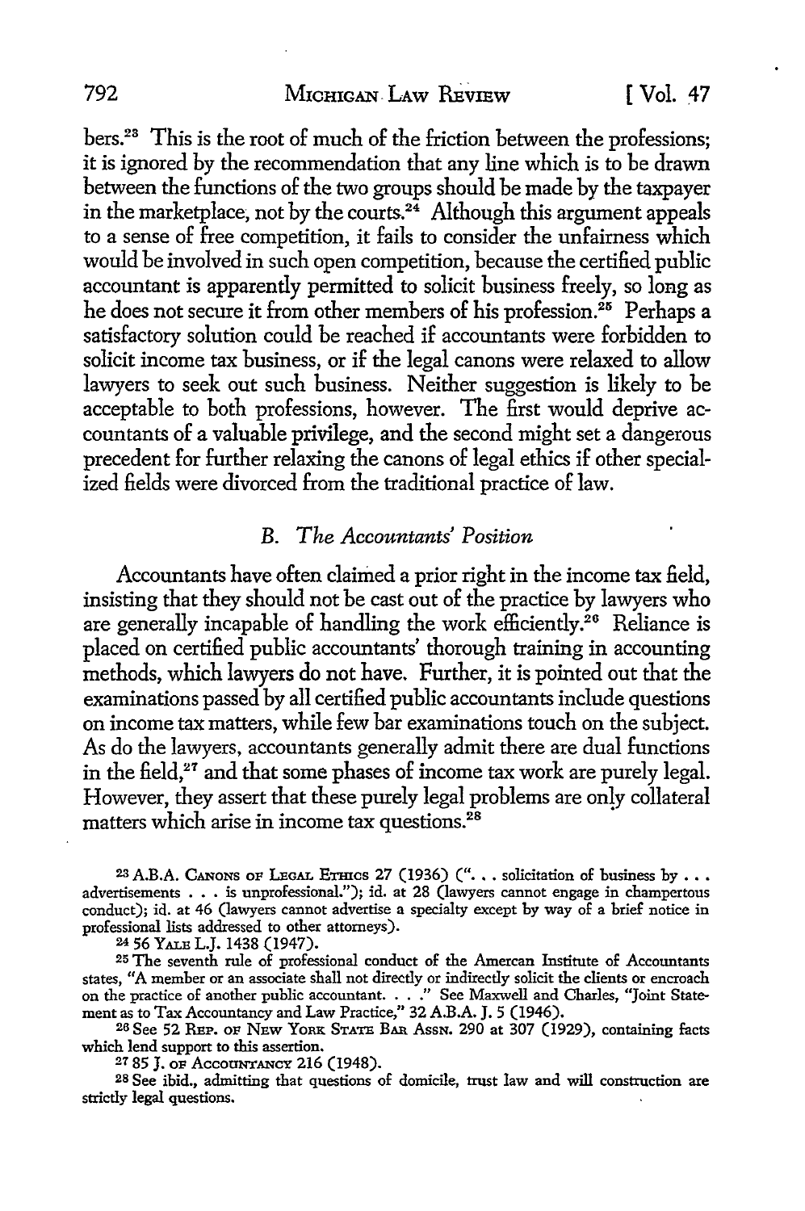bers.[23] This is the root of much of the friction between the professions; it is ignored by the recommendation that any line which is to be drawn between the functions of the two groups should be made by the taxpayer in the marketplace, not by the courts.[24] Although this argument appeals to a sense of free competition, it fails to consider the unfairness which would be involved in such open competition, because the certified public accountant is apparently permitted to solicit business freely, so long as he does not secure it from other members of his profession.[25] Perhaps a satisfactory solution could be reached if accountants were forbidden to solicit income tax business, or if the legal canons were relaxed to allow lawyers to seek out such business. Neither suggestion is likely to be acceptable to both professions, however. The first would deprive accountants of a valuable privilege, and the second might set a dangerous precedent for further relaxing the canons of legal ethics if other specialized fields were divorced from the traditional practice of law.

### *B. The Accountants' Position*

Accountants have often claimed a prior right in the income tax field, insisting that they should not be cast out of the practice by lawyers who are generally incapable of handling the work efficiently.[26] Reliance is placed on certified public accountants' thorough training in accounting methods, which lawyers do not have. Further, it is pointed out that the examinations passed by all certified public accountants include questions on income tax matters, while few bar examinations touch on the subject. As do the lawyers, accountants generally admit there are dual functions in the field,[27] and that some phases of income tax work are purely legal. However, they assert that these purely legal problems are only collateral matters which arise in income tax questions.[28]

---

[23] A.B.A. Canons of Legal Ethics 27 (1936) (". . . solicitation of business by . . . advertisements . . . is unprofessional."); id. at 28 (lawyers cannot engage in champertous conduct); id. at 46 (lawyers cannot advertise a specialty except by way of a brief notice in professional lists addressed to other attorneys).

[24] 56 Yale L.J. 1438 (1947).

[25] The seventh rule of professional conduct of the Amercan Institute of Accountants states, "A member or an associate shall not directly or indirectly solicit the clients or encroach on the practice of another public accountant. . . ." See Maxwell and Charles, "Joint Statement as to Tax Accountancy and Law Practice," 32 A.B.A. J. 5 (1946).

[26] See 52 Rep. of New York State Bar Assn. 290 at 307 (1929), containing facts which lend support to this assertion.

[27] 85 J. of Accountancy 216 (1948).

[28] See ibid., admitting that questions of domicile, trust law and will construction are strictly legal questions.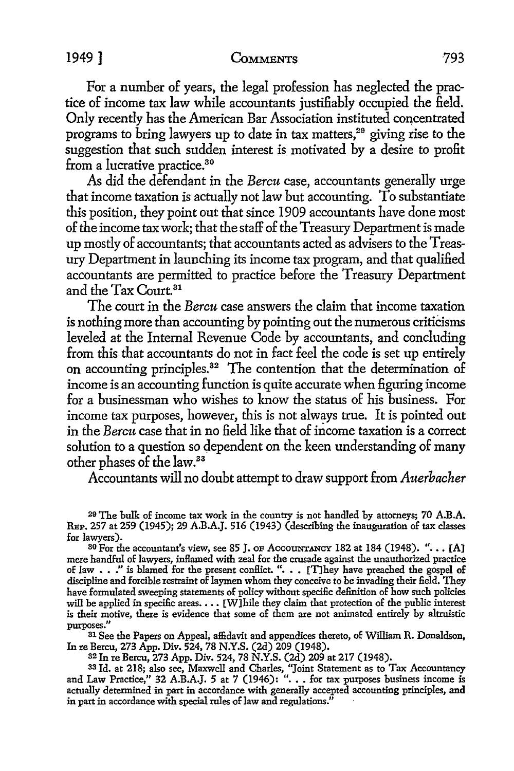For a number of years, the legal profession has neglected the practice of income tax law while accountants justifiably occupied the field. Only recently has the American Bar Association instituted concentrated programs to bring lawyers up to date in tax matters,[29] giving rise to the suggestion that such sudden interest is motivated by a desire to profit from a lucrative practice.[30]

As did the defendant in the *Bercu* case, accountants generally urge that income taxation is actually not law but accounting. To substantiate this position, they point out that since 1909 accountants have done most of the income tax work; that the staff of the Treasury Department is made up mostly of accountants; that accountants acted as advisers to the Treasury Department in launching its income tax program, and that qualified accountants are permitted to practice before the Treasury Department and the Tax Court.[31]

The court in the *Bercu* case answers the claim that income taxation is nothing more than accounting by pointing out the numerous criticisms leveled at the Internal Revenue Code by accountants, and concluding from this that accountants do not in fact feel the code is set up entirely on accounting principles.[32] The contention that the determination of income is an accounting function is quite accurate when figuring income for a businessman who wishes to know the status of his business. For income tax purposes, however, this is not always true. It is pointed out in the *Bercu* case that in no field like that of income taxation is a correct solution to a question so dependent on the keen understanding of many other phases of the law.[33]

Accountants will no doubt attempt to draw support from *Auerbacher*

---

[29] The bulk of income tax work in the country is not handled by attorneys; 70 A.B.A. Rep. 257 at 259 (1945); 29 A.B.A.J. 516 (1943) (describing the inauguration of tax classes for lawyers).

[30] For the accountant's view, see 85 J. of Accountancy 182 at 184 (1948). "... [A] mere handful of lawyers, inflamed with zeal for the crusade against the unauthorized practice of law . . ." is blamed for the present conflict. ". . . [T]hey have preached the gospel of discipline and forcible restraint of laymen whom they conceive to be invading their field. They have formulated sweeping statements of policy without specific definition of how such policies will be applied in specific areas. . . . [W]hile they claim that protection of the public interest is their motive, there is evidence that some of them are not animated entirely by altruistic purposes."

[31] See the Papers on Appeal, affidavit and appendices thereto, of William R. Donaldson, In re Bercu, 273 App. Div. 524, 78 N.Y.S. (2d) 209 (1948).

[32] In re Bercu, 273 App. Div. 524, 78 N.Y.S. (2d) 209 at 217 (1948).

[33] Id. at 218; also see, Maxwell and Charles, "Joint Statement as to Tax Accountancy and Law Practice," 32 A.B.A.J. 5 at 7 (1946): ". . . for tax purposes business income is actually determined in part in accordance with generally accepted accounting principles, and in part in accordance with special rules of law and regulations."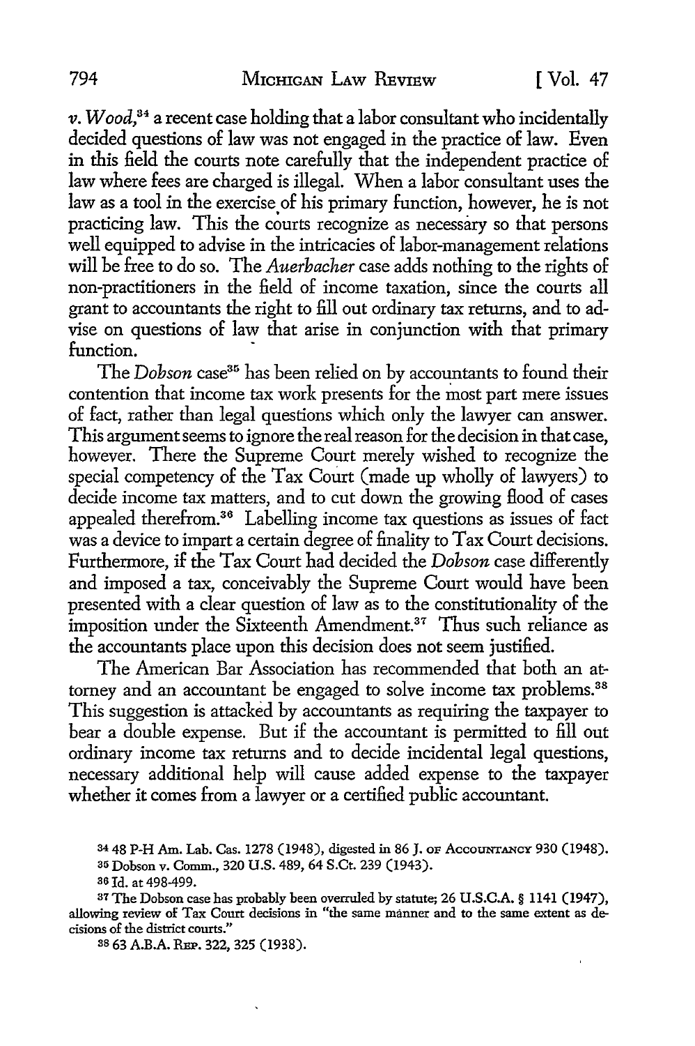*v. Wood*,[34] a recent case holding that a labor consultant who incidentally decided questions of law was not engaged in the practice of law. Even in this field the courts note carefully that the independent practice of law where fees are charged is illegal. When a labor consultant uses the law as a tool in the exercise of his primary function, however, he is not practicing law. This the courts recognize as necessary so that persons well equipped to advise in the intricacies of labor-management relations will be free to do so. The *Auerbacher* case adds nothing to the rights of non-practitioners in the field of income taxation, since the courts all grant to accountants the right to fill out ordinary tax returns, and to advise on questions of law that arise in conjunction with that primary function.

The *Dobson* case[35] has been relied on by accountants to found their contention that income tax work presents for the most part mere issues of fact, rather than legal questions which only the lawyer can answer. This argument seems to ignore the real reason for the decision in that case, however. There the Supreme Court merely wished to recognize the special competency of the Tax Court (made up wholly of lawyers) to decide income tax matters, and to cut down the growing flood of cases appealed therefrom.[36] Labelling income tax questions as issues of fact was a device to impart a certain degree of finality to Tax Court decisions. Furthermore, if the Tax Court had decided the *Dobson* case differently and imposed a tax, conceivably the Supreme Court would have been presented with a clear question of law as to the constitutionality of the imposition under the Sixteenth Amendment.[37] Thus such reliance as the accountants place upon this decision does not seem justified.

The American Bar Association has recommended that both an attorney and an accountant be engaged to solve income tax problems.[38] This suggestion is attacked by accountants as requiring the taxpayer to bear a double expense. But if the accountant is permitted to fill out ordinary income tax returns and to decide incidental legal questions, necessary additional help will cause added expense to the taxpayer whether it comes from a lawyer or a certified public accountant.

[34] 48 P-H Am. Lab. Cas. 1278 (1948), digested in 86 J. OF ACCOUNTANCY 930 (1948).

[35] Dobson v. Comm., 320 U.S. 489, 64 S.Ct. 239 (1943).

[36] Id. at 498-499.

[37] The Dobson case has probably been overruled by statute; 26 U.S.C.A. § 1141 (1947), allowing review of Tax Court decisions in "the same manner and to the same extent as decisions of the district courts."

[38] 63 A.B.A. REP. 322, 325 (1938).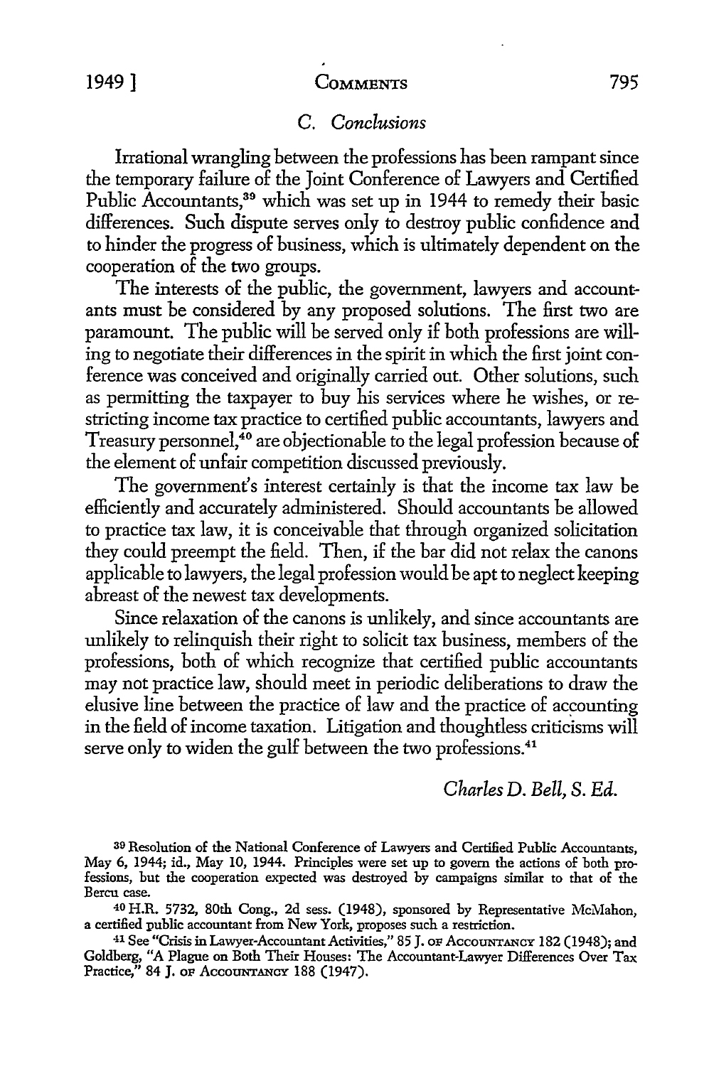### *C. Conclusions*

Irrational wrangling between the professions has been rampant since the temporary failure of the Joint Conference of Lawyers and Certified Public Accountants,[39] which was set up in 1944 to remedy their basic differences. Such dispute serves only to destroy public confidence and to hinder the progress of business, which is ultimately dependent on the cooperation of the two groups.

The interests of the public, the government, lawyers and accountants must be considered by any proposed solutions. The first two are paramount. The public will be served only if both professions are willing to negotiate their differences in the spirit in which the first joint conference was conceived and originally carried out. Other solutions, such as permitting the taxpayer to buy his services where he wishes, or restricting income tax practice to certified public accountants, lawyers and Treasury personnel,[40] are objectionable to the legal profession because of the element of unfair competition discussed previously.

The government's interest certainly is that the income tax law be efficiently and accurately administered. Should accountants be allowed to practice tax law, it is conceivable that through organized solicitation they could preempt the field. Then, if the bar did not relax the canons applicable to lawyers, the legal profession would be apt to neglect keeping abreast of the newest tax developments.

Since relaxation of the canons is unlikely, and since accountants are unlikely to relinquish their right to solicit tax business, members of the professions, both of which recognize that certified public accountants may not practice law, should meet in periodic deliberations to draw the elusive line between the practice of law and the practice of accounting in the field of income taxation. Litigation and thoughtless criticisms will serve only to widen the gulf between the two professions.[41]

*Charles D. Bell, S. Ed.*

---

[39] Resolution of the National Conference of Lawyers and Certified Public Accountants, May 6, 1944; id., May 10, 1944. Principles were set up to govern the actions of both professions, but the cooperation expected was destroyed by campaigns similar to that of the Bercu case.

[40] H.R. 5732, 80th Cong., 2d sess. (1948), sponsored by Representative McMahon, a certified public accountant from New York, proposes such a restriction.

[41] See "Crisis in Lawyer-Accountant Activities," 85 J. of Accountancy 182 (1948); and Goldberg, "A Plague on Both Their Houses: The Accountant-Lawyer Differences Over Tax Practice," 84 J. of Accountancy 188 (1947).